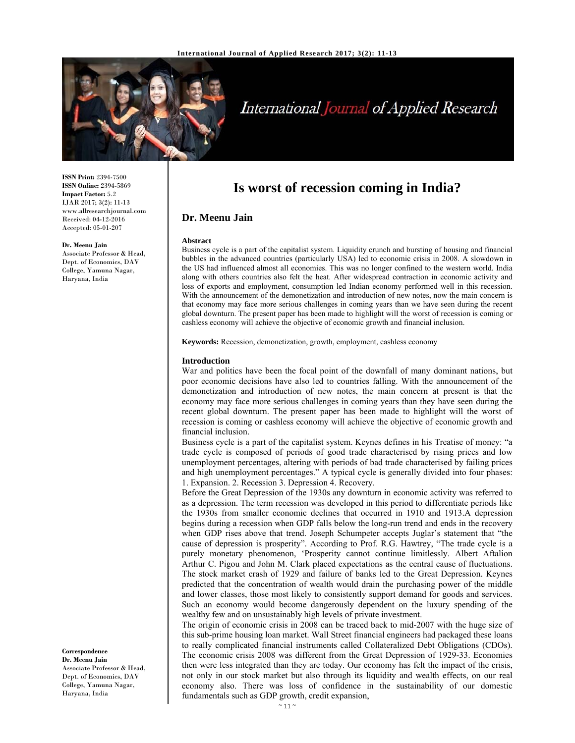**ISSN Print:** 2394-7500
**ISSN Online:** 2394-5869
**Impact Factor:** 5.2
IJAR 2017; 3(2): 11-13
www.allresearchjournal.com
Received: 04-12-2016
Accepted: 05-01-207

**Dr. Meenu Jain**
Associate Professor & Head, Dept. of Economics, DAV College, Yamuna Nagar, Haryana, India

**Correspondence**
**Dr. Meenu Jain**
Associate Professor & Head, Dept. of Economics, DAV College, Yamuna Nagar, Haryana, India

# Is worst of recession coming in India?

## Dr. Meenu Jain

### Abstract

Business cycle is a part of the capitalist system. Liquidity crunch and bursting of housing and financial bubbles in the advanced countries (particularly USA) led to economic crisis in 2008. A slowdown in the US had influenced almost all economies. This was no longer confined to the western world. India along with others countries also felt the heat. After widespread contraction in economic activity and loss of exports and employment, consumption led Indian economy performed well in this recession. With the announcement of the demonetization and introduction of new notes, now the main concern is that economy may face more serious challenges in coming years than we have seen during the recent global downturn. The present paper has been made to highlight will the worst of recession is coming or cashless economy will achieve the objective of economic growth and financial inclusion.

**Keywords:** Recession, demonetization, growth, employment, cashless economy

### Introduction

War and politics have been the focal point of the downfall of many dominant nations, but poor economic decisions have also led to countries falling. With the announcement of the demonetization and introduction of new notes, the main concern at present is that the economy may face more serious challenges in coming years than they have seen during the recent global downturn. The present paper has been made to highlight will the worst of recession is coming or cashless economy will achieve the objective of economic growth and financial inclusion.

Business cycle is a part of the capitalist system. Keynes defines in his Treatise of money: "a trade cycle is composed of periods of good trade characterised by rising prices and low unemployment percentages, altering with periods of bad trade characterised by failing prices and high unemployment percentages." A typical cycle is generally divided into four phases: 1. Expansion. 2. Recession 3. Depression 4. Recovery.

Before the Great Depression of the 1930s any downturn in economic activity was referred to as a depression. The term recession was developed in this period to differentiate periods like the 1930s from smaller economic declines that occurred in 1910 and 1913.A depression begins during a recession when GDP falls below the long-run trend and ends in the recovery when GDP rises above that trend. Joseph Schumpeter accepts Juglar's statement that "the cause of depression is prosperity". According to Prof. R.G. Hawtrey, "The trade cycle is a purely monetary phenomenon, 'Prosperity cannot continue limitlessly. Albert Aftalion Arthur C. Pigou and John M. Clark placed expectations as the central cause of fluctuations. The stock market crash of 1929 and failure of banks led to the Great Depression. Keynes predicted that the concentration of wealth would drain the purchasing power of the middle and lower classes, those most likely to consistently support demand for goods and services. Such an economy would become dangerously dependent on the luxury spending of the wealthy few and on unsustainably high levels of private investment.

The origin of economic crisis in 2008 can be traced back to mid-2007 with the huge size of this sub-prime housing loan market. Wall Street financial engineers had packaged these loans to really complicated financial instruments called Collateralized Debt Obligations (CDOs). The economic crisis 2008 was different from the Great Depression of 1929-33. Economies then were less integrated than they are today. Our economy has felt the impact of the crisis, not only in our stock market but also through its liquidity and wealth effects, on our real economy also. There was loss of confidence in the sustainability of our domestic fundamentals such as GDP growth, credit expansion,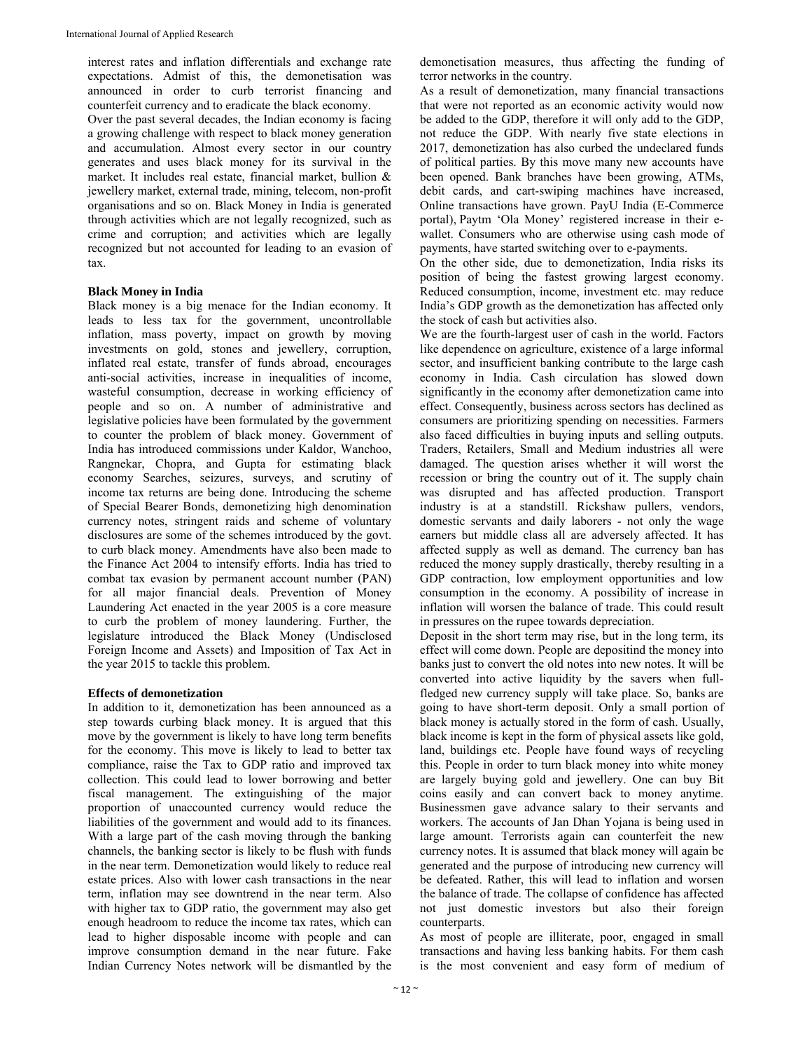interest rates and inflation differentials and exchange rate expectations. Admist of this, the demonetisation was announced in order to curb terrorist financing and counterfeit currency and to eradicate the black economy.

Over the past several decades, the Indian economy is facing a growing challenge with respect to black money generation and accumulation. Almost every sector in our country generates and uses black money for its survival in the market. It includes real estate, financial market, bullion & jewellery market, external trade, mining, telecom, non-profit organisations and so on. Black Money in India is generated through activities which are not legally recognized, such as crime and corruption; and activities which are legally recognized but not accounted for leading to an evasion of tax.

**Black Money in India**

Black money is a big menace for the Indian economy. It leads to less tax for the government, uncontrollable inflation, mass poverty, impact on growth by moving investments on gold, stones and jewellery, corruption, inflated real estate, transfer of funds abroad, encourages anti-social activities, increase in inequalities of income, wasteful consumption, decrease in working efficiency of people and so on. A number of administrative and legislative policies have been formulated by the government to counter the problem of black money. Government of India has introduced commissions under Kaldor, Wanchoo, Rangnekar, Chopra, and Gupta for estimating black economy Searches, seizures, surveys, and scrutiny of income tax returns are being done. Introducing the scheme of Special Bearer Bonds, demonetizing high denomination currency notes, stringent raids and scheme of voluntary disclosures are some of the schemes introduced by the govt. to curb black money. Amendments have also been made to the Finance Act 2004 to intensify efforts. India has tried to combat tax evasion by permanent account number (PAN) for all major financial deals. Prevention of Money Laundering Act enacted in the year 2005 is a core measure to curb the problem of money laundering. Further, the legislature introduced the Black Money (Undisclosed Foreign Income and Assets) and Imposition of Tax Act in the year 2015 to tackle this problem.

**Effects of demonetization**

In addition to it, demonetization has been announced as a step towards curbing black money. It is argued that this move by the government is likely to have long term benefits for the economy. This move is likely to lead to better tax compliance, raise the Tax to GDP ratio and improved tax collection. This could lead to lower borrowing and better fiscal management. The extinguishing of the major proportion of unaccounted currency would reduce the liabilities of the government and would add to its finances. With a large part of the cash moving through the banking channels, the banking sector is likely to be flush with funds in the near term. Demonetization would likely to reduce real estate prices. Also with lower cash transactions in the near term, inflation may see downtrend in the near term. Also with higher tax to GDP ratio, the government may also get enough headroom to reduce the income tax rates, which can lead to higher disposable income with people and can improve consumption demand in the near future. Fake Indian Currency Notes network will be dismantled by the demonetisation measures, thus affecting the funding of terror networks in the country.

As a result of demonetization, many financial transactions that were not reported as an economic activity would now be added to the GDP, therefore it will only add to the GDP, not reduce the GDP. With nearly five state elections in 2017, demonetization has also curbed the undeclared funds of political parties. By this move many new accounts have been opened. Bank branches have been growing, ATMs, debit cards, and cart-swiping machines have increased, Online transactions have grown. PayU India (E-Commerce portal), Paytm 'Ola Money' registered increase in their e-wallet. Consumers who are otherwise using cash mode of payments, have started switching over to e-payments.

On the other side, due to demonetization, India risks its position of being the fastest growing largest economy. Reduced consumption, income, investment etc. may reduce India's GDP growth as the demonetization has affected only the stock of cash but activities also.

We are the fourth-largest user of cash in the world. Factors like dependence on agriculture, existence of a large informal sector, and insufficient banking contribute to the large cash economy in India. Cash circulation has slowed down significantly in the economy after demonetization came into effect. Consequently, business across sectors has declined as consumers are prioritizing spending on necessities. Farmers also faced difficulties in buying inputs and selling outputs. Traders, Retailers, Small and Medium industries all were damaged. The question arises whether it will worst the recession or bring the country out of it. The supply chain was disrupted and has affected production. Transport industry is at a standstill. Rickshaw pullers, vendors, domestic servants and daily laborers - not only the wage earners but middle class all are adversely affected. It has affected supply as well as demand. The currency ban has reduced the money supply drastically, thereby resulting in a GDP contraction, low employment opportunities and low consumption in the economy. A possibility of increase in inflation will worsen the balance of trade. This could result in pressures on the rupee towards depreciation.

Deposit in the short term may rise, but in the long term, its effect will come down. People are depositind the money into banks just to convert the old notes into new notes. It will be converted into active liquidity by the savers when full-fledged new currency supply will take place. So, banks are going to have short-term deposit. Only a small portion of black money is actually stored in the form of cash. Usually, black income is kept in the form of physical assets like gold, land, buildings etc. People have found ways of recycling this. People in order to turn black money into white money are largely buying gold and jewellery. One can buy Bit coins easily and can convert back to money anytime. Businessmen gave advance salary to their servants and workers. The accounts of Jan Dhan Yojana is being used in large amount. Terrorists again can counterfeit the new currency notes. It is assumed that black money will again be generated and the purpose of introducing new currency will be defeated. Rather, this will lead to inflation and worsen the balance of trade. The collapse of confidence has affected not just domestic investors but also their foreign counterparts.

As most of people are illiterate, poor, engaged in small transactions and having less banking habits. For them cash is the most convenient and easy form of medium of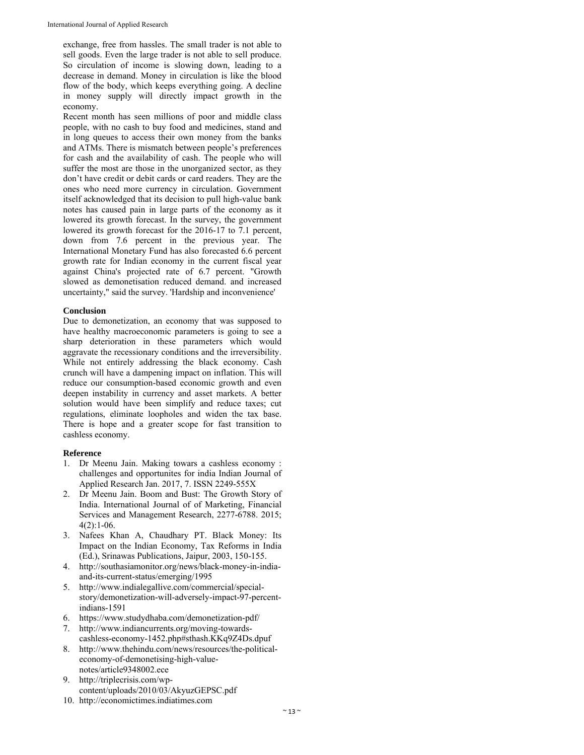exchange, free from hassles. The small trader is not able to sell goods. Even the large trader is not able to sell produce. So circulation of income is slowing down, leading to a decrease in demand. Money in circulation is like the blood flow of the body, which keeps everything going. A decline in money supply will directly impact growth in the economy.

Recent month has seen millions of poor and middle class people, with no cash to buy food and medicines, stand and in long queues to access their own money from the banks and ATMs. There is mismatch between people's preferences for cash and the availability of cash. The people who will suffer the most are those in the unorganized sector, as they don't have credit or debit cards or card readers. They are the ones who need more currency in circulation. Government itself acknowledged that its decision to pull high-value bank notes has caused pain in large parts of the economy as it lowered its growth forecast. In the survey, the government lowered its growth forecast for the 2016-17 to 7.1 percent, down from 7.6 percent in the previous year. The International Monetary Fund has also forecasted 6.6 percent growth rate for Indian economy in the current fiscal year against China's projected rate of 6.7 percent. "Growth slowed as demonetisation reduced demand. and increased uncertainty," said the survey. 'Hardship and inconvenience'

## Conclusion

Due to demonetization, an economy that was supposed to have healthy macroeconomic parameters is going to see a sharp deterioration in these parameters which would aggravate the recessionary conditions and the irreversibility. While not entirely addressing the black economy. Cash crunch will have a dampening impact on inflation. This will reduce our consumption-based economic growth and even deepen instability in currency and asset markets. A better solution would have been simplify and reduce taxes; cut regulations, eliminate loopholes and widen the tax base. There is hope and a greater scope for fast transition to cashless economy.

## Reference

1. Dr Meenu Jain. Making towars a cashless economy : challenges and opportunites for india Indian Journal of Applied Research Jan. 2017, 7. ISSN 2249-555X
2. Dr Meenu Jain. Boom and Bust: The Growth Story of India. International Journal of of Marketing, Financial Services and Management Research, 2277-6788. 2015; 4(2):1-06.
3. Nafees Khan A, Chaudhary PT. Black Money: Its Impact on the Indian Economy, Tax Reforms in India (Ed.), Srinawas Publications, Jaipur, 2003, 150-155.
4. http://southasiamonitor.org/news/black-money-in-india-and-its-current-status/emerging/1995
5. http://www.indialegallive.com/commercial/special-story/demonetization-will-adversely-impact-97-percent-indians-1591
6. https://www.studydhaba.com/demonetization-pdf/
7. http://www.indiancurrents.org/moving-towards-cashless-economy-1452.php#sthash.KKq9Z4Ds.dpuf
8. http://www.thehindu.com/news/resources/the-political-economy-of-demonetising-high-value-notes/article9348002.ece
9. http://triplecrisis.com/wp-content/uploads/2010/03/AkyuzGEPSC.pdf
10. http://economictimes.indiatimes.com